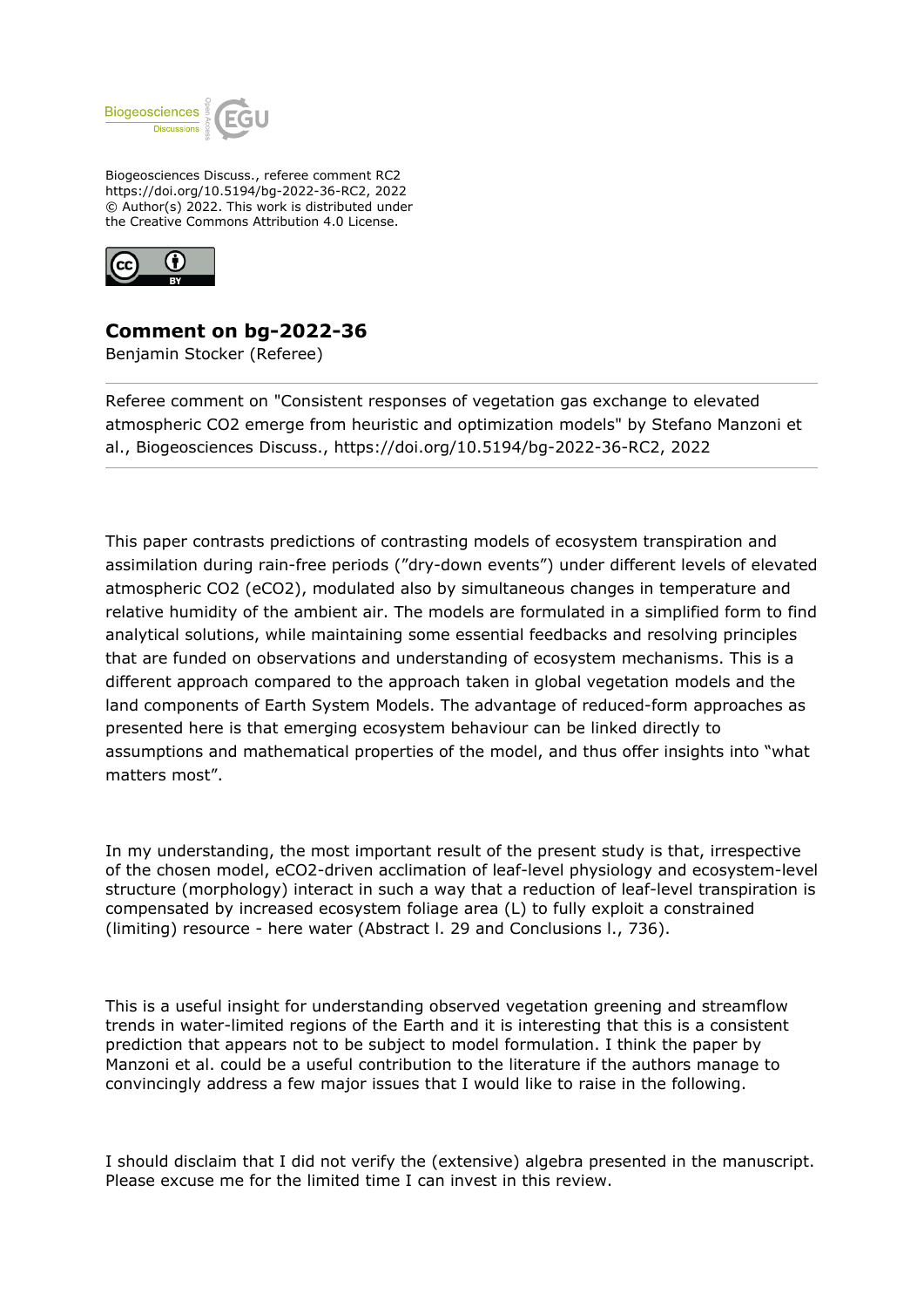Biogeosciences Discuss., referee comment RC2
https://doi.org/10.5194/bg-2022-36-RC2, 2022
© Author(s) 2022. This work is distributed under
the Creative Commons Attribution 4.0 License.

## Comment on bg-2022-36

Benjamin Stocker (Referee)

---

Referee comment on "Consistent responses of vegetation gas exchange to elevated atmospheric CO2 emerge from heuristic and optimization models" by Stefano Manzoni et al., Biogeosciences Discuss., https://doi.org/10.5194/bg-2022-36-RC2, 2022

---

This paper contrasts predictions of contrasting models of ecosystem transpiration and assimilation during rain-free periods (”dry-down events”) under different levels of elevated atmospheric CO2 (eCO2), modulated also by simultaneous changes in temperature and relative humidity of the ambient air. The models are formulated in a simplified form to find analytical solutions, while maintaining some essential feedbacks and resolving principles that are funded on observations and understanding of ecosystem mechanisms. This is a different approach compared to the approach taken in global vegetation models and the land components of Earth System Models. The advantage of reduced-form approaches as presented here is that emerging ecosystem behaviour can be linked directly to assumptions and mathematical properties of the model, and thus offer insights into “what matters most”.

In my understanding, the most important result of the present study is that, irrespective of the chosen model, eCO2-driven acclimation of leaf-level physiology and ecosystem-level structure (morphology) interact in such a way that a reduction of leaf-level transpiration is compensated by increased ecosystem foliage area (L) to fully exploit a constrained (limiting) resource - here water (Abstract l. 29 and Conclusions l., 736).

This is a useful insight for understanding observed vegetation greening and streamflow trends in water-limited regions of the Earth and it is interesting that this is a consistent prediction that appears not to be subject to model formulation. I think the paper by Manzoni et al. could be a useful contribution to the literature if the authors manage to convincingly address a few major issues that I would like to raise in the following.

I should disclaim that I did not verify the (extensive) algebra presented in the manuscript. Please excuse me for the limited time I can invest in this review.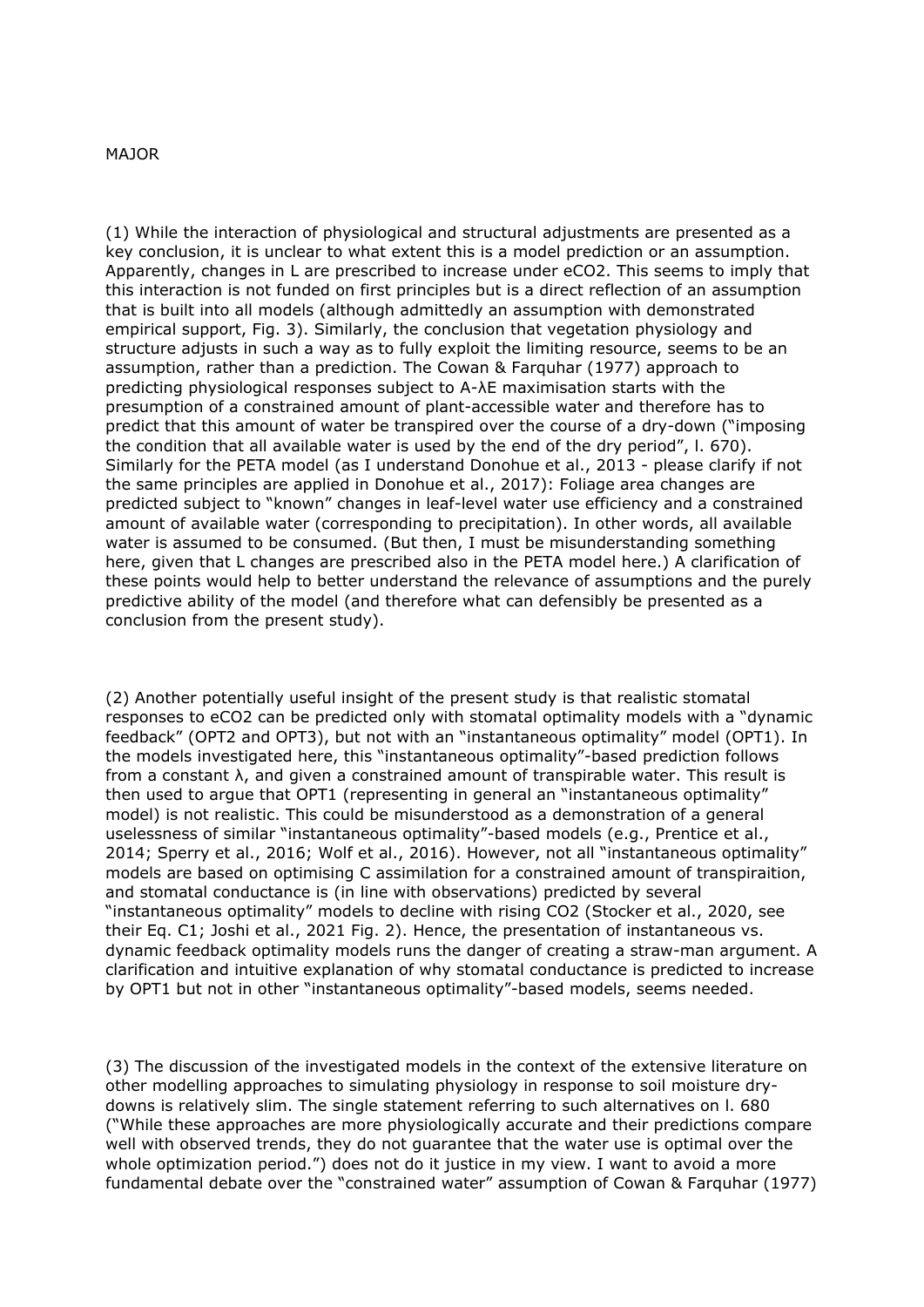MAJOR

(1) While the interaction of physiological and structural adjustments are presented as a key conclusion, it is unclear to what extent this is a model prediction or an assumption. Apparently, changes in L are prescribed to increase under e$CO_2$. This seems to imply that this interaction is not funded on first principles but is a direct reflection of an assumption that is built into all models (although admittedly an assumption with demonstrated empirical support, Fig. 3). Similarly, the conclusion that vegetation physiology and structure adjusts in such a way as to fully exploit the limiting resource, seems to be an assumption, rather than a prediction. The Cowan & Farquhar (1977) approach to predicting physiological responses subject to A-λE maximisation starts with the presumption of a constrained amount of plant-accessible water and therefore has to predict that this amount of water be transpired over the course of a dry-down ("imposing the condition that all available water is used by the end of the dry period", l. 670). Similarly for the PETA model (as I understand Donohue et al., 2013 - please clarify if not the same principles are applied in Donohue et al., 2017): Foliage area changes are predicted subject to "known" changes in leaf-level water use efficiency and a constrained amount of available water (corresponding to precipitation). In other words, all available water is assumed to be consumed. (But then, I must be misunderstanding something here, given that L changes are prescribed also in the PETA model here.) A clarification of these points would help to better understand the relevance of assumptions and the purely predictive ability of the model (and therefore what can defensibly be presented as a conclusion from the present study).

(2) Another potentially useful insight of the present study is that realistic stomatal responses to e$CO_2$ can be predicted only with stomatal optimality models with a "dynamic feedback" (OPT2 and OPT3), but not with an "instantaneous optimality" model (OPT1). In the models investigated here, this "instantaneous optimality"-based prediction follows from a constant λ, and given a constrained amount of transpirable water. This result is then used to argue that OPT1 (representing in general an "instantaneous optimality" model) is not realistic. This could be misunderstood as a demonstration of a general uselessness of similar "instantaneous optimality"-based models (e.g., Prentice et al., 2014; Sperry et al., 2016; Wolf et al., 2016). However, not all "instantaneous optimality" models are based on optimising C assimilation for a constrained amount of transpiraition, and stomatal conductance is (in line with observations) predicted by several "instantaneous optimality" models to decline with rising $CO_2$ (Stocker et al., 2020, see their Eq. C1; Joshi et al., 2021 Fig. 2). Hence, the presentation of instantaneous vs. dynamic feedback optimality models runs the danger of creating a straw-man argument. A clarification and intuitive explanation of why stomatal conductance is predicted to increase by OPT1 but not in other "instantaneous optimality"-based models, seems needed.

(3) The discussion of the investigated models in the context of the extensive literature on other modelling approaches to simulating physiology in response to soil moisture dry-downs is relatively slim. The single statement referring to such alternatives on l. 680 ("While these approaches are more physiologically accurate and their predictions compare well with observed trends, they do not guarantee that the water use is optimal over the whole optimization period.") does not do it justice in my view. I want to avoid a more fundamental debate over the "constrained water" assumption of Cowan & Farquhar (1977)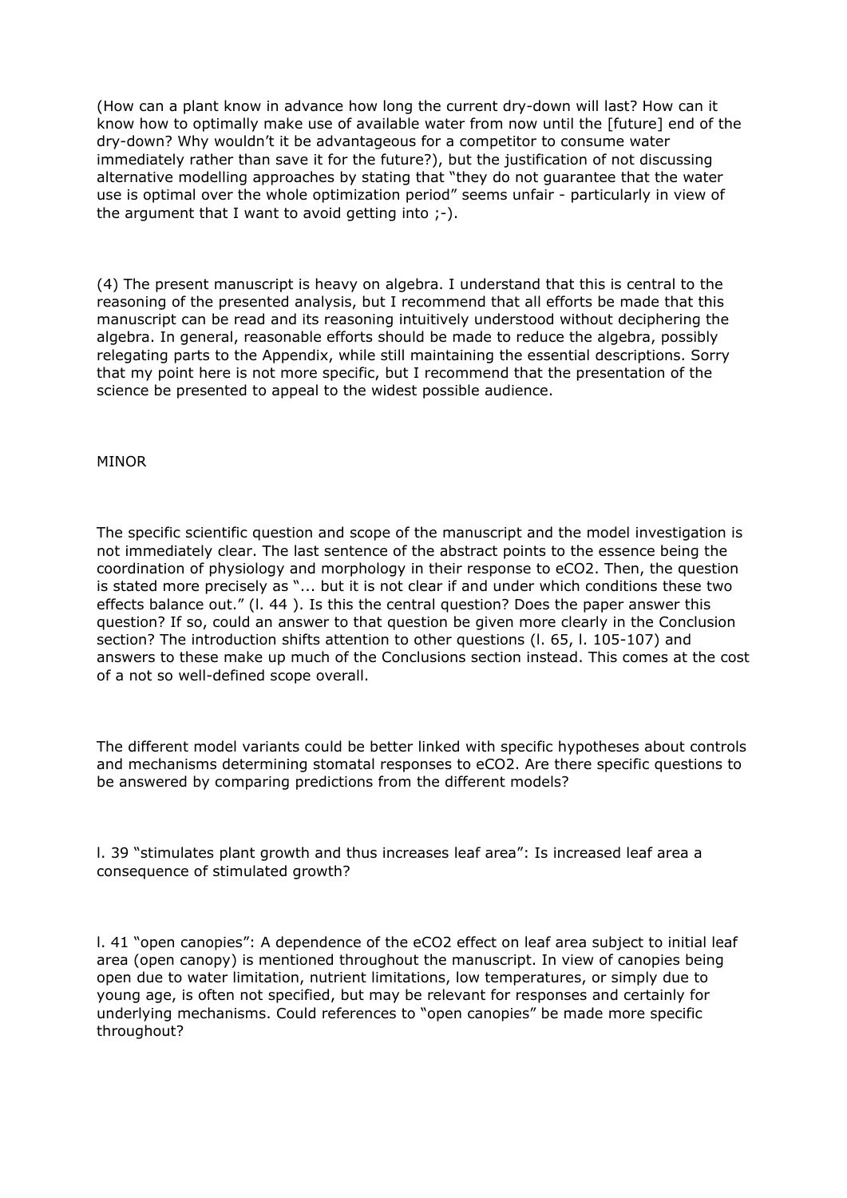(How can a plant know in advance how long the current dry-down will last? How can it know how to optimally make use of available water from now until the [future] end of the dry-down? Why wouldn't it be advantageous for a competitor to consume water immediately rather than save it for the future?), but the justification of not discussing alternative modelling approaches by stating that "they do not guarantee that the water use is optimal over the whole optimization period" seems unfair - particularly in view of the argument that I want to avoid getting into ;-).

(4) The present manuscript is heavy on algebra. I understand that this is central to the reasoning of the presented analysis, but I recommend that all efforts be made that this manuscript can be read and its reasoning intuitively understood without deciphering the algebra. In general, reasonable efforts should be made to reduce the algebra, possibly relegating parts to the Appendix, while still maintaining the essential descriptions. Sorry that my point here is not more specific, but I recommend that the presentation of the science be presented to appeal to the widest possible audience.

MINOR

The specific scientific question and scope of the manuscript and the model investigation is not immediately clear. The last sentence of the abstract points to the essence being the coordination of physiology and morphology in their response to eCO2. Then, the question is stated more precisely as "... but it is not clear if and under which conditions these two effects balance out." (l. 44 ). Is this the central question? Does the paper answer this question? If so, could an answer to that question be given more clearly in the Conclusion section? The introduction shifts attention to other questions (l. 65, l. 105-107) and answers to these make up much of the Conclusions section instead. This comes at the cost of a not so well-defined scope overall.

The different model variants could be better linked with specific hypotheses about controls and mechanisms determining stomatal responses to eCO2. Are there specific questions to be answered by comparing predictions from the different models?

l. 39 "stimulates plant growth and thus increases leaf area": Is increased leaf area a consequence of stimulated growth?

l. 41 "open canopies": A dependence of the eCO2 effect on leaf area subject to initial leaf area (open canopy) is mentioned throughout the manuscript. In view of canopies being open due to water limitation, nutrient limitations, low temperatures, or simply due to young age, is often not specified, but may be relevant for responses and certainly for underlying mechanisms. Could references to "open canopies" be made more specific throughout?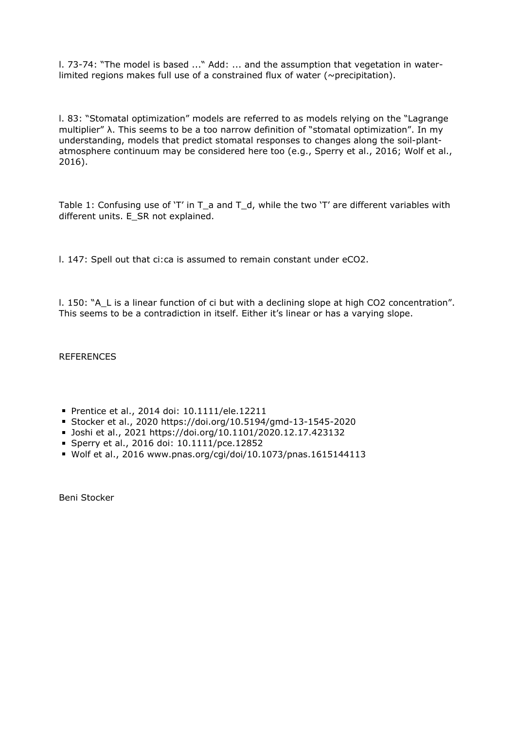l. 73-74: "The model is based ..." Add: ... and the assumption that vegetation in water-limited regions makes full use of a constrained flux of water (~precipitation).

l. 83: "Stomatal optimization" models are referred to as models relying on the "Lagrange multiplier" λ. This seems to be a too narrow definition of "stomatal optimization". In my understanding, models that predict stomatal responses to changes along the soil-plant-atmosphere continuum may be considered here too (e.g., Sperry et al., 2016; Wolf et al., 2016).

Table 1: Confusing use of 'T' in $T_a$ and $T_d$, while the two 'T' are different variables with different units. $E_{SR}$ not explained.

l. 147: Spell out that $c_i:c_a$ is assumed to remain constant under $eCO_2$.

l. 150: "$A_L$ is a linear function of ci but with a declining slope at high $CO_2$ concentration". This seems to be a contradiction in itself. Either it's linear or has a varying slope.

REFERENCES

- Prentice et al., 2014 doi: 10.1111/ele.12211
- Stocker et al., 2020 https://doi.org/10.5194/gmd-13-1545-2020
- Joshi et al., 2021 https://doi.org/10.1101/2020.12.17.423132
- Sperry et al., 2016 doi: 10.1111/pce.12852
- Wolf et al., 2016 www.pnas.org/cgi/doi/10.1073/pnas.1615144113

Beni Stocker